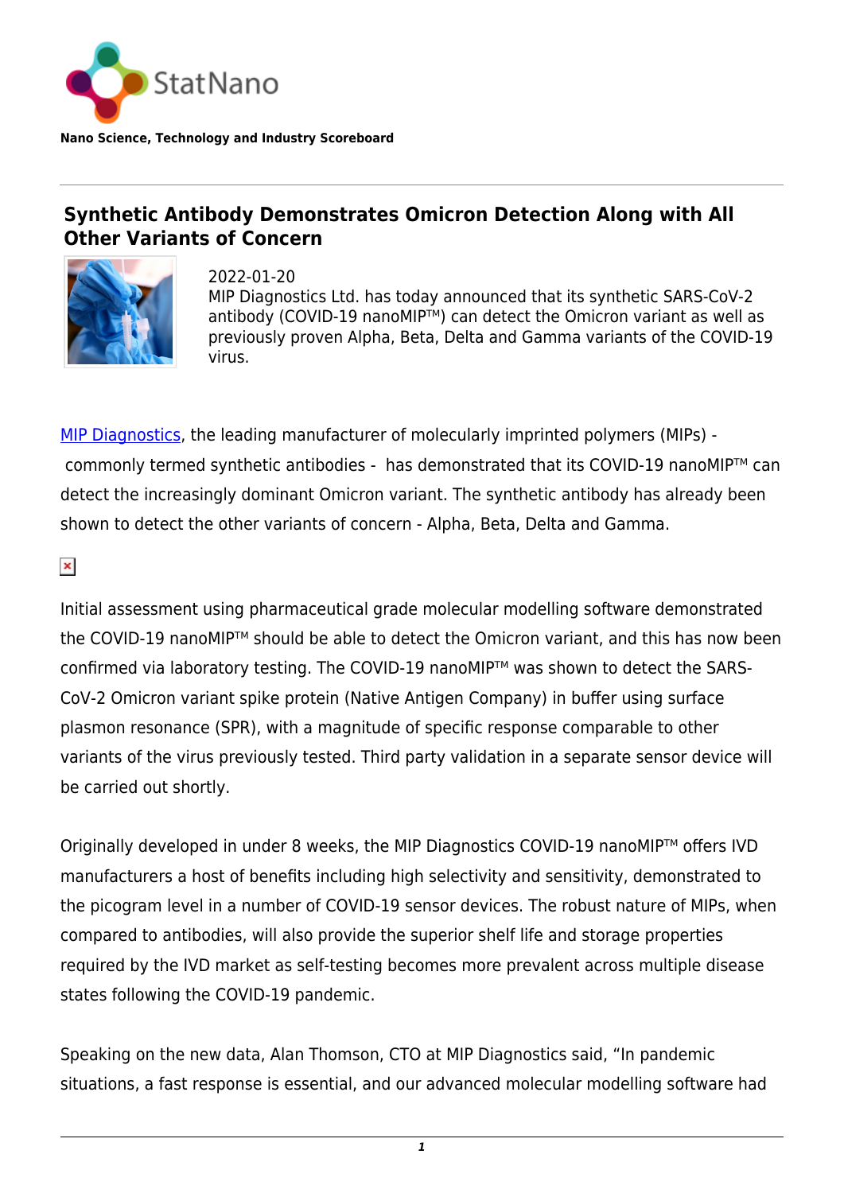StatNano

**Nano Science, Technology and Industry Scoreboard**

# Synthetic Antibody Demonstrates Omicron Detection Along with All Other Variants of Concern

2022-01-20

MIP Diagnostics Ltd. has today announced that its synthetic SARS-CoV-2 antibody (COVID-19 nanoMIP™) can detect the Omicron variant as well as previously proven Alpha, Beta, Delta and Gamma variants of the COVID-19 virus.

MIP Diagnostics, the leading manufacturer of molecularly imprinted polymers (MIPs) - commonly termed synthetic antibodies - has demonstrated that its COVID-19 nanoMIP™ can detect the increasingly dominant Omicron variant. The synthetic antibody has already been shown to detect the other variants of concern - Alpha, Beta, Delta and Gamma.

Initial assessment using pharmaceutical grade molecular modelling software demonstrated the COVID-19 nanoMIP™ should be able to detect the Omicron variant, and this has now been confirmed via laboratory testing. The COVID-19 nanoMIP™ was shown to detect the SARS-CoV-2 Omicron variant spike protein (Native Antigen Company) in buffer using surface plasmon resonance (SPR), with a magnitude of specific response comparable to other variants of the virus previously tested. Third party validation in a separate sensor device will be carried out shortly.

Originally developed in under 8 weeks, the MIP Diagnostics COVID-19 nanoMIP™ offers IVD manufacturers a host of benefits including high selectivity and sensitivity, demonstrated to the picogram level in a number of COVID-19 sensor devices. The robust nature of MIPs, when compared to antibodies, will also provide the superior shelf life and storage properties required by the IVD market as self-testing becomes more prevalent across multiple disease states following the COVID-19 pandemic.

Speaking on the new data, Alan Thomson, CTO at MIP Diagnostics said, “In pandemic situations, a fast response is essential, and our advanced molecular modelling software had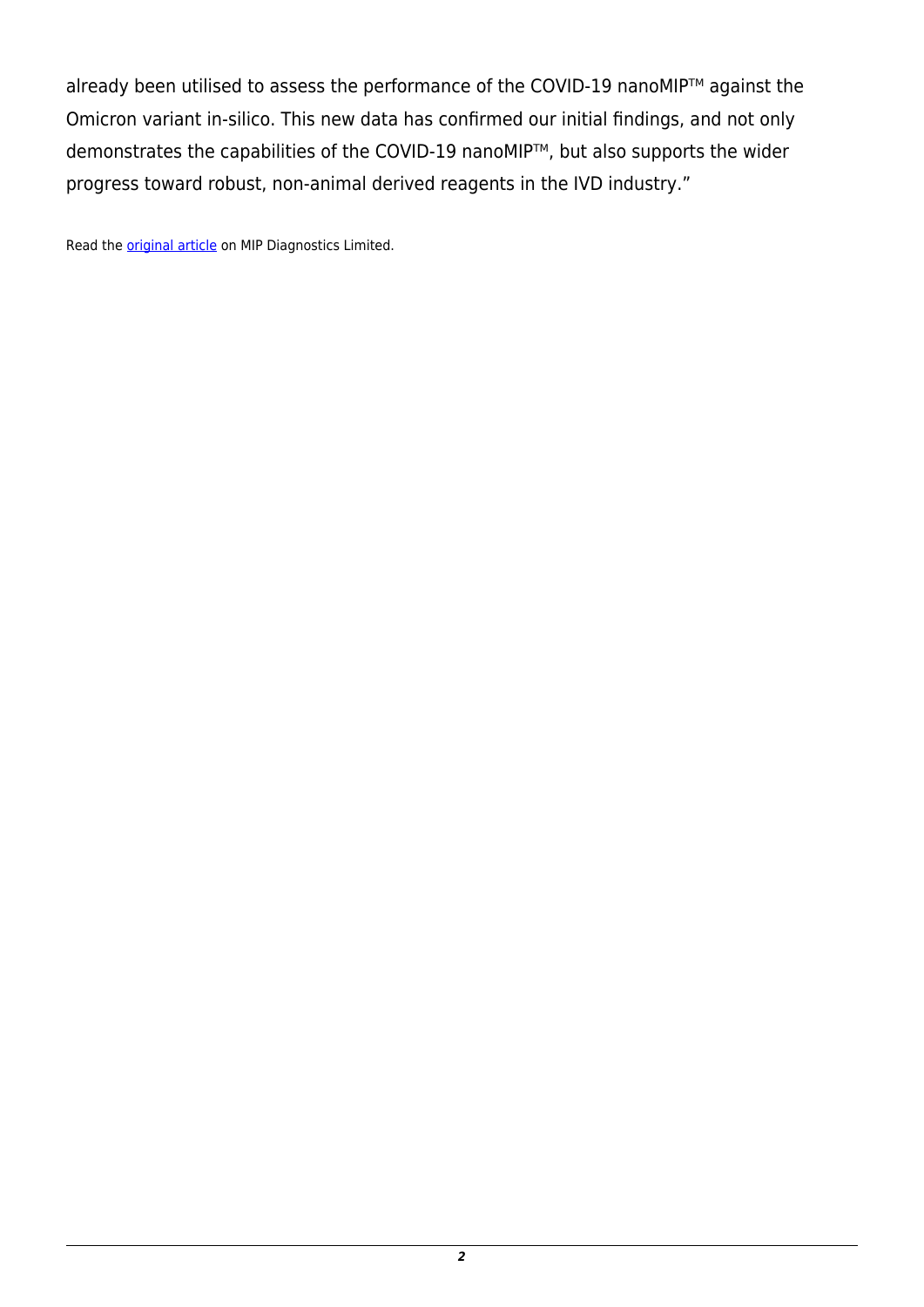already been utilised to assess the performance of the COVID-19 nanoMIP™ against the Omicron variant in-silico. This new data has confirmed our initial findings, and not only demonstrates the capabilities of the COVID-19 nanoMIP™, but also supports the wider progress toward robust, non-animal derived reagents in the IVD industry."

Read the original article on MIP Diagnostics Limited.